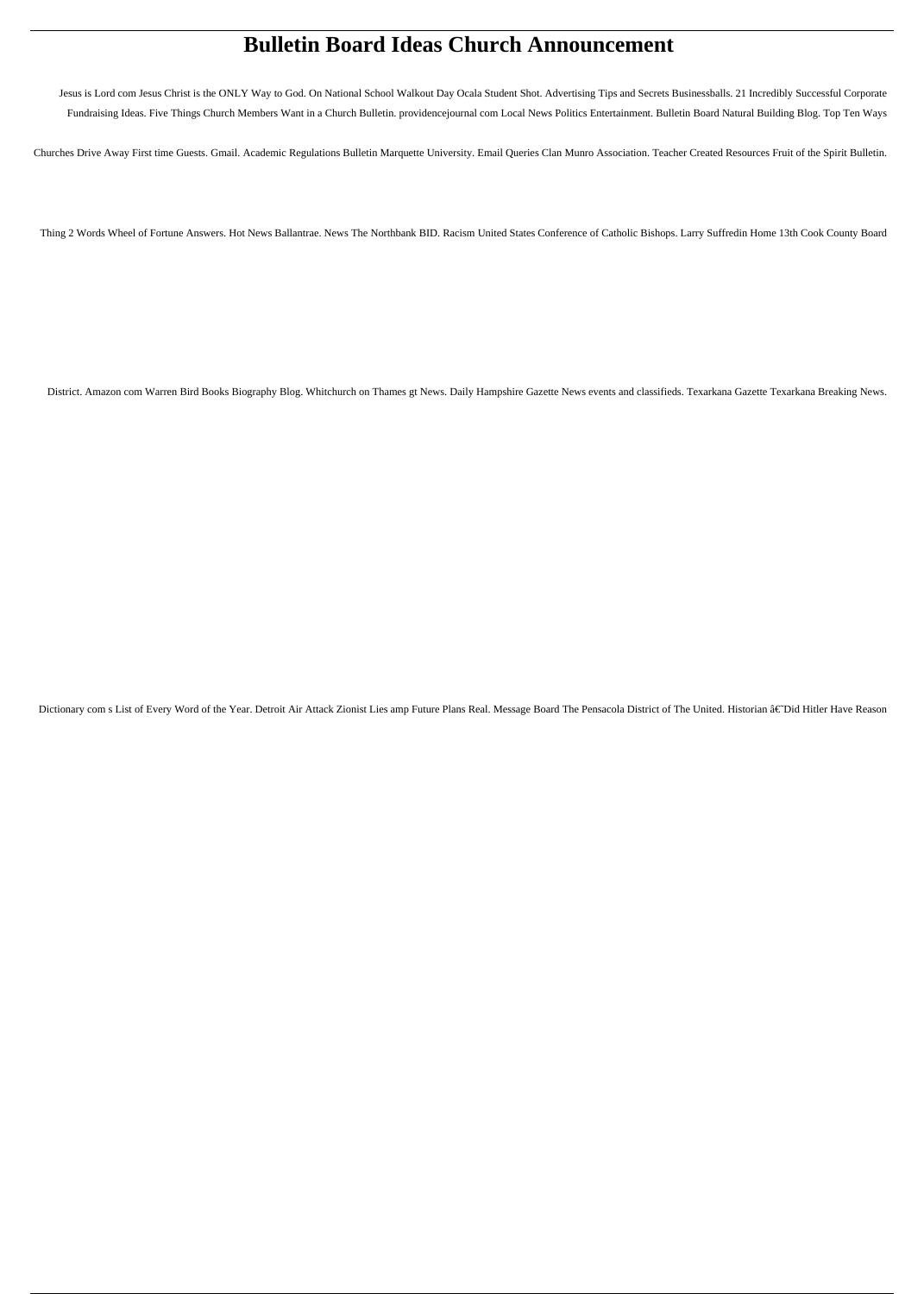# Bulletin Board Ideas Church Announcement

Jesus is Lord com Jesus Christ is the ONLY Way to God. On National School Walkout Day Ocala Student Shot. Advertising Tips and Secrets Businessballs. 21 Incredibly Successful Corporate Fundraising Ideas. Five Things Church Members Want in a Church Bulletin. providencejournal com Local News Politics Entertainment. Bulletin Board Natural Building Blog. Top Ten Ways Churches Drive Away First time Guests. Gmail. Academic Regulations Bulletin Marquette University. Email Queries Clan Munro Association. Teacher Created Resources Fruit of the Spirit Bulletin. Thing 2 Words Wheel of Fortune Answers. Hot News Ballantrae. News The Northbank BID. Racism United States Conference of Catholic Bishops. Larry Suffredin Home 13th Cook County Board District. Amazon com Warren Bird Books Biography Blog. Whitchurch on Thames gt News. Daily Hampshire Gazette News events and classifieds. Texarkana Gazette Texarkana Breaking News. Dictionary com s List of Every Word of the Year. Detroit Air Attack Zionist Lies amp Future Plans Real. Message Board The Pensacola District of The United. Historian â€˜Did Hitler Have Reason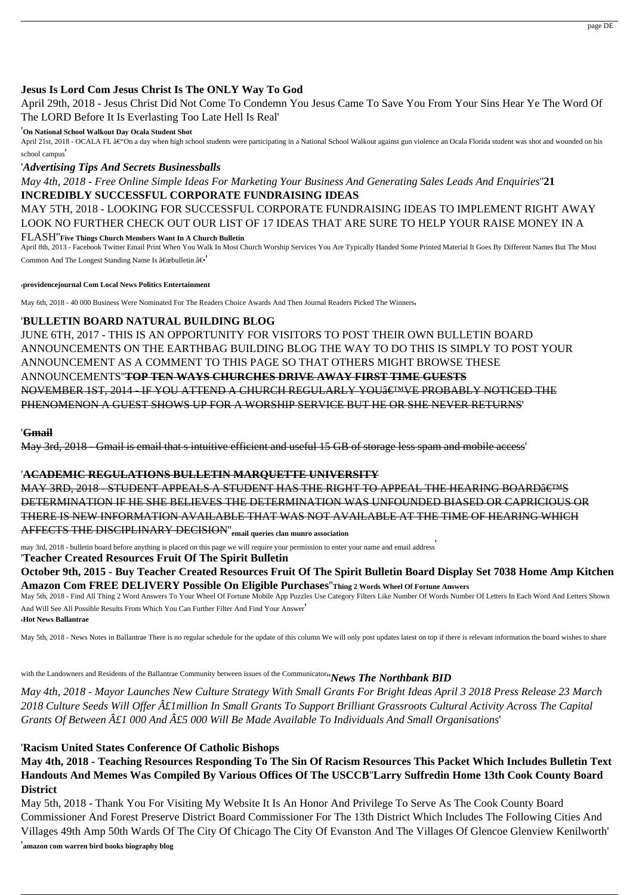**Jesus Is Lord Com Jesus Christ Is The ONLY Way To God**

April 29th, 2018 - Jesus Christ Did Not Come To Condemn You Jesus Came To Save You From Your Sins Hear Ye The Word Of The LORD Before It Is Everlasting Too Late Hell Is Real'

'**On National School Walkout Day Ocala Student Shot**

April 21st, 2018 - OCALA FL â€"On a day when high school students were participating in a National School Walkout against gun violence an Ocala Florida student was shot and wounded on his school campus'

'*Advertising Tips And Secrets Businessballs*

*May 4th, 2018 - Free Online Simple Ideas For Marketing Your Business And Generating Sales Leads And Enquiries*''**21 INCREDIBLY SUCCESSFUL CORPORATE FUNDRAISING IDEAS**

MAY 5TH, 2018 - LOOKING FOR SUCCESSFUL CORPORATE FUNDRAISING IDEAS TO IMPLEMENT RIGHT AWAY LOOK NO FURTHER CHECK OUT OUR LIST OF 17 IDEAS THAT ARE SURE TO HELP YOUR RAISE MONEY IN A FLASH''**Five Things Church Members Want In A Church Bulletin**

April 8th, 2013 - Facebook Twitter Email Print When You Walk In Most Church Worship Services You Are Typically Handed Some Printed Material It Goes By Different Names But The Most Common And The Longest Standing Name Is â€œbulletin â€•'

'**providencejournal Com Local News Politics Entertainment**

May 6th, 2018 - 40 000 Business Were Nominated For The Readers Choice Awards And Then Journal Readers Picked The Winners'

'**BULLETIN BOARD NATURAL BUILDING BLOG**

JUNE 6TH, 2017 - THIS IS AN OPPORTUNITY FOR VISITORS TO POST THEIR OWN BULLETIN BOARD ANNOUNCEMENTS ON THE EARTHBAG BUILDING BLOG THE WAY TO DO THIS IS SIMPLY TO POST YOUR ANNOUNCEMENT AS A COMMENT TO THIS PAGE SO THAT OTHERS MIGHT BROWSE THESE ANNOUNCEMENTS''**TOP TEN WAYS CHURCHES DRIVE AWAY FIRST TIME GUESTS**

NOVEMBER 1ST, 2014 - IF YOU ATTEND A CHURCH REGULARLY YOUâ€™VE PROBABLY NOTICED THE PHENOMENON A GUEST SHOWS UP FOR A WORSHIP SERVICE BUT HE OR SHE NEVER RETURNS'

'**Gmail**

May 3rd, 2018 - Gmail is email that s intuitive efficient and useful 15 GB of storage less spam and mobile access'

'**ACADEMIC REGULATIONS BULLETIN MARQUETTE UNIVERSITY**

MAY 3RD, 2018 - STUDENT APPEALS A STUDENT HAS THE RIGHT TO APPEAL THE HEARING BOARDâ€™S DETERMINATION IF HE SHE BELIEVES THE DETERMINATION WAS UNFOUNDED BIASED OR CAPRICIOUS OR THERE IS NEW INFORMATION AVAILABLE THAT WAS NOT AVAILABLE AT THE TIME OF HEARING WHICH AFFECTS THE DISCIPLINARY DECISION''**email queries clan munro association**

may 3rd, 2018 - bulletin board before anything is placed on this page we will require your permission to enter your name and email address'

'**Teacher Created Resources Fruit Of The Spirit Bulletin**

**October 9th, 2015 - Buy Teacher Created Resources Fruit Of The Spirit Bulletin Board Display Set 7038 Home Amp Kitchen Amazon Com FREE DELIVERY Possible On Eligible Purchases**''**Thing 2 Words Wheel Of Fortune Answers**

May 5th, 2018 - Find All Thing 2 Word Answers To Your Wheel Of Fortune Mobile App Puzzles Use Category Filters Like Number Of Words Number Of Letters In Each Word And Letters Shown And Will See All Possible Results From Which You Can Further Filter And Find Your Answer'

'**Hot News Ballantrae**

May 5th, 2018 - News Notes in Ballantrae There is no regular schedule for the update of this column We will only post updates latest on top if there is relevant information the board wishes to share with the Landowners and Residents of the Ballantrae Community between issues of the Communicator''*News The Northbank BID*

*May 4th, 2018 - Mayor Launches New Culture Strategy With Small Grants For Bright Ideas April 3 2018 Press Release 23 March 2018 Culture Seeds Will Offer Â£1million In Small Grants To Support Brilliant Grassroots Cultural Activity Across The Capital Grants Of Between Â£1 000 And Â£5 000 Will Be Made Available To Individuals And Small Organisations*'

'**Racism United States Conference Of Catholic Bishops**

**May 4th, 2018 - Teaching Resources Responding To The Sin Of Racism Resources This Packet Which Includes Bulletin Text Handouts And Memes Was Compiled By Various Offices Of The USCCB**''**Larry Suffredin Home 13th Cook County Board District**

May 5th, 2018 - Thank You For Visiting My Website It Is An Honor And Privilege To Serve As The Cook County Board Commissioner And Forest Preserve District Board Commissioner For The 13th District Which Includes The Following Cities And Villages 49th Amp 50th Wards Of The City Of Chicago The City Of Evanston And The Villages Of Glencoe Glenview Kenilworth'

'**amazon com warren bird books biography blog**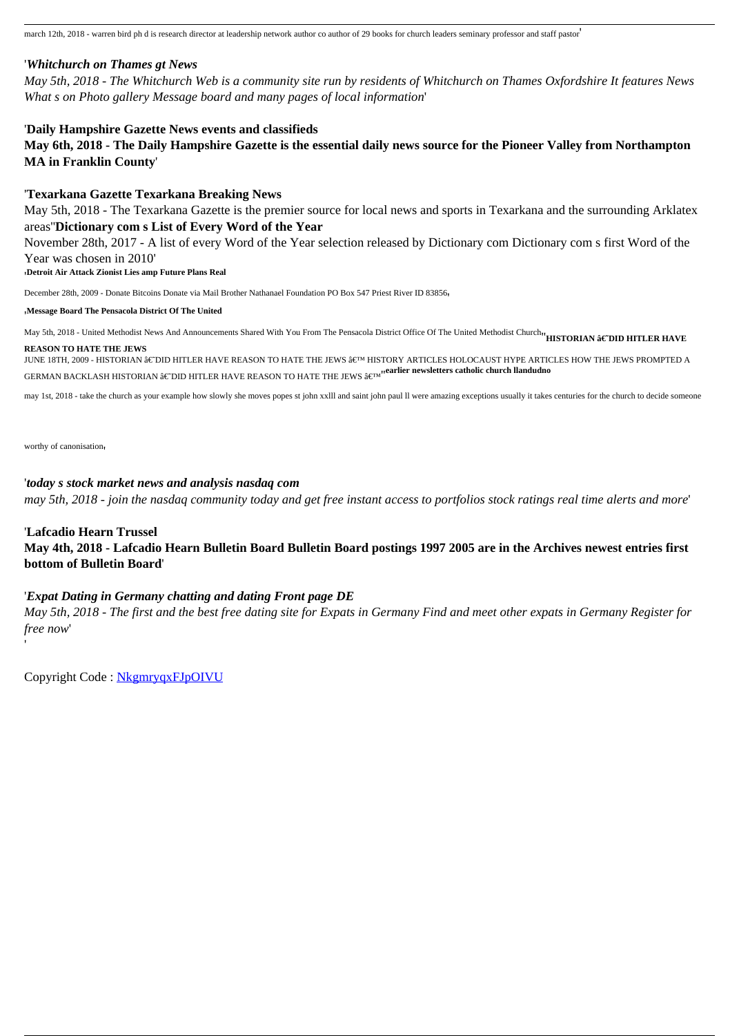march 12th, 2018 - warren bird ph d is research director at leadership network author co author of 29 books for church leaders seminary professor and staff pastor'

'*Whitchurch on Thames gt News*

*May 5th, 2018 - The Whitchurch Web is a community site run by residents of Whitchurch on Thames Oxfordshire It features News What s on Photo gallery Message board and many pages of local information*'

'**Daily Hampshire Gazette News events and classifieds**

**May 6th, 2018 - The Daily Hampshire Gazette is the essential daily news source for the Pioneer Valley from Northampton MA in Franklin County**'

'**Texarkana Gazette Texarkana Breaking News**

May 5th, 2018 - The Texarkana Gazette is the premier source for local news and sports in Texarkana and the surrounding Arklatex areas''**Dictionary com s List of Every Word of the Year**

November 28th, 2017 - A list of every Word of the Year selection released by Dictionary com Dictionary com s first Word of the Year was chosen in 2010'

'**Detroit Air Attack Zionist Lies amp Future Plans Real**

December 28th, 2009 - Donate Bitcoins Donate via Mail Brother Nathanael Foundation PO Box 547 Priest River ID 83856'

'**Message Board The Pensacola District Of The United**

May 5th, 2018 - United Methodist News And Announcements Shared With You From The Pensacola District Office Of The United Methodist Church''**HISTORIAN â€˜DID HITLER HAVE REASON TO HATE THE JEWS**

JUNE 18TH, 2009 - HISTORIAN â€˜DID HITLER HAVE REASON TO HATE THE JEWS â€™ HISTORY ARTICLES HOLOCAUST HYPE ARTICLES HOW THE JEWS PROMPTED A GERMAN BACKLASH HISTORIAN â€˜DID HITLER HAVE REASON TO HATE THE JEWS â€™''**earlier newsletters catholic church llandudno**

may 1st, 2018 - take the church as your example how slowly she moves popes st john xxlll and saint john paul ll were amazing exceptions usually it takes centuries for the church to decide someone worthy of canonisation'

'*today s stock market news and analysis nasdaq com*

*may 5th, 2018 - join the nasdaq community today and get free instant access to portfolios stock ratings real time alerts and more*'

'**Lafcadio Hearn Trussel**

**May 4th, 2018 - Lafcadio Hearn Bulletin Board Bulletin Board postings 1997 2005 are in the Archives newest entries first bottom of Bulletin Board**'

'*Expat Dating in Germany chatting and dating Front page DE*

*May 5th, 2018 - The first and the best free dating site for Expats in Germany Find and meet other expats in Germany Register for free now*'

'

Copyright Code : NkgmryqxFJpOIVU